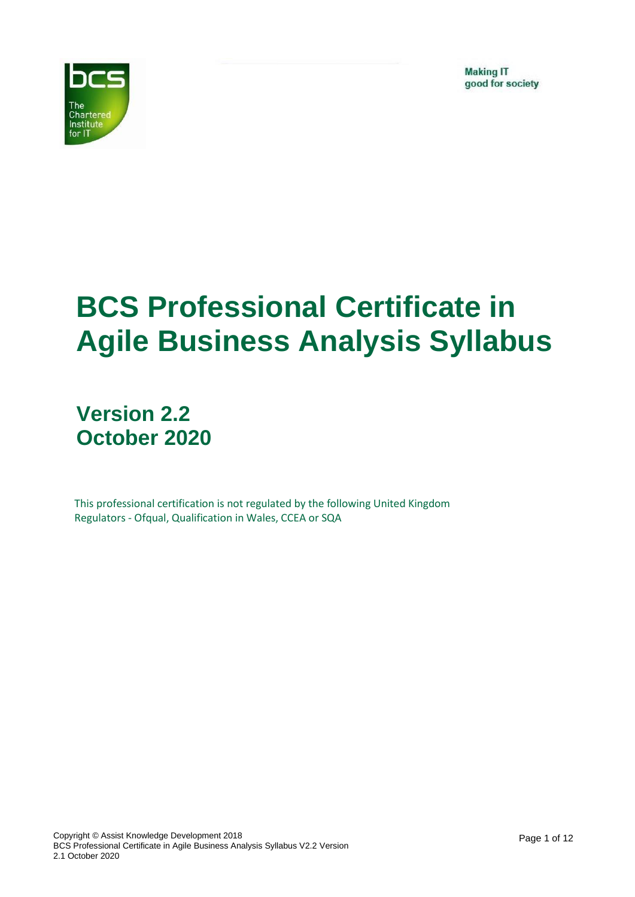Making IT
good for society

# BCS Professional Certificate in Agile Business Analysis Syllabus

## Version 2.2
## October 2020

This professional certification is not regulated by the following United Kingdom Regulators - Ofqual, Qualification in Wales, CCEA or SQA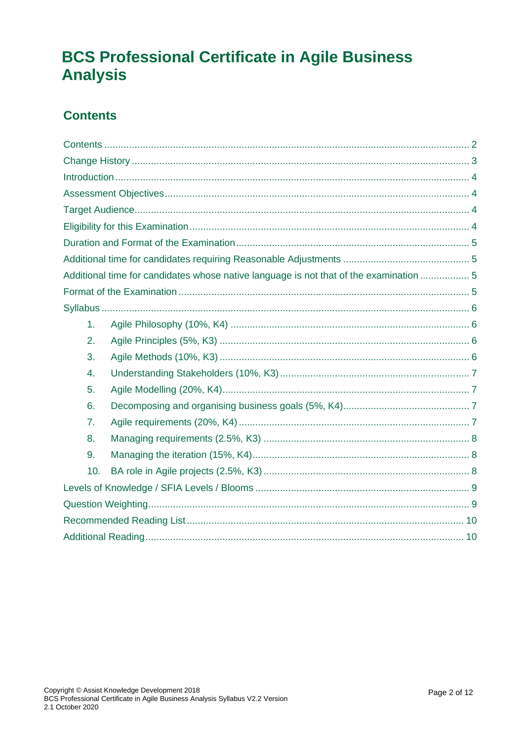# BCS Professional Certificate in Agile Business Analysis

## Contents

Contents ... 2
Change History ... 3
Introduction ... 4
Assessment Objectives ... 4
Target Audience ... 4
Eligibility for this Examination ... 4
Duration and Format of the Examination ... 5
Additional time for candidates requiring Reasonable Adjustments ... 5
Additional time for candidates whose native language is not that of the examination ... 5
Format of the Examination ... 5
Syllabus ... 6

1. Agile Philosophy (10%, K4) ... 6
2. Agile Principles (5%, K3) ... 6
3. Agile Methods (10%, K3) ... 6
4. Understanding Stakeholders (10%, K3) ... 7
5. Agile Modelling (20%, K4) ... 7
6. Decomposing and organising business goals (5%, K4) ... 7
7. Agile requirements (20%, K4) ... 7
8. Managing requirements (2.5%, K3) ... 8
9. Managing the iteration (15%, K4) ... 8
10. BA role in Agile projects (2.5%, K3) ... 8

Levels of Knowledge / SFIA Levels / Blooms ... 9
Question Weighting ... 9
Recommended Reading List ... 10
Additional Reading ... 10

Copyright © Assist Knowledge Development 2018
BCS Professional Certificate in Agile Business Analysis Syllabus V2.2 Version 2.1 October 2020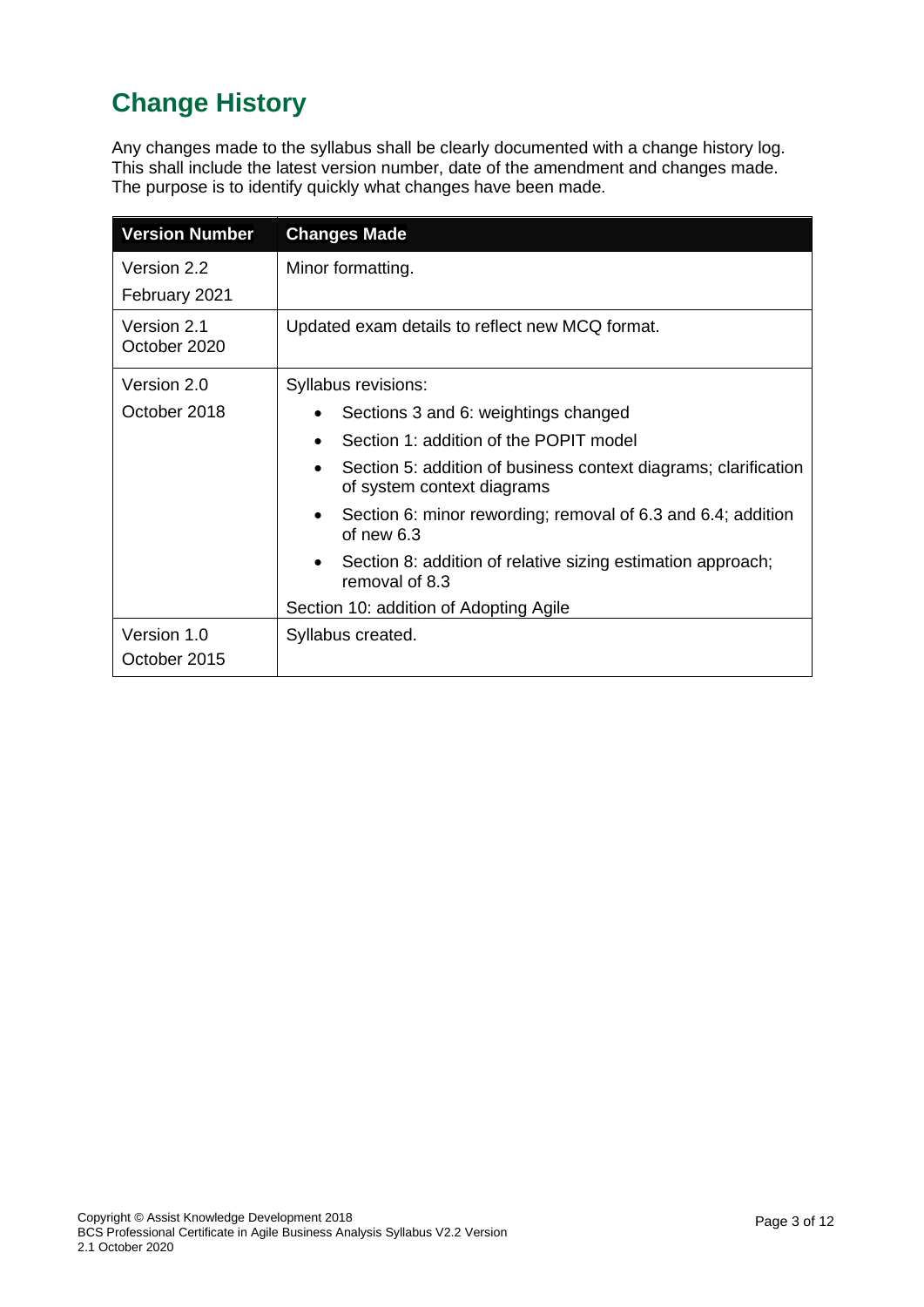# Change History

Any changes made to the syllabus shall be clearly documented with a change history log. This shall include the latest version number, date of the amendment and changes made. The purpose is to identify quickly what changes have been made.

| Version Number | Changes Made |
|---|---|
| Version 2.2<br>February 2021 | Minor formatting. |
| Version 2.1<br>October 2020 | Updated exam details to reflect new MCQ format. |
| Version 2.0<br>October 2018 | Syllabus revisions:<br>• Sections 3 and 6: weightings changed<br>• Section 1: addition of the POPIT model<br>• Section 5: addition of business context diagrams; clarification of system context diagrams<br>• Section 6: minor rewording; removal of 6.3 and 6.4; addition of new 6.3<br>• Section 8: addition of relative sizing estimation approach; removal of 8.3<br>Section 10: addition of Adopting Agile |
| Version 1.0<br>October 2015 | Syllabus created. |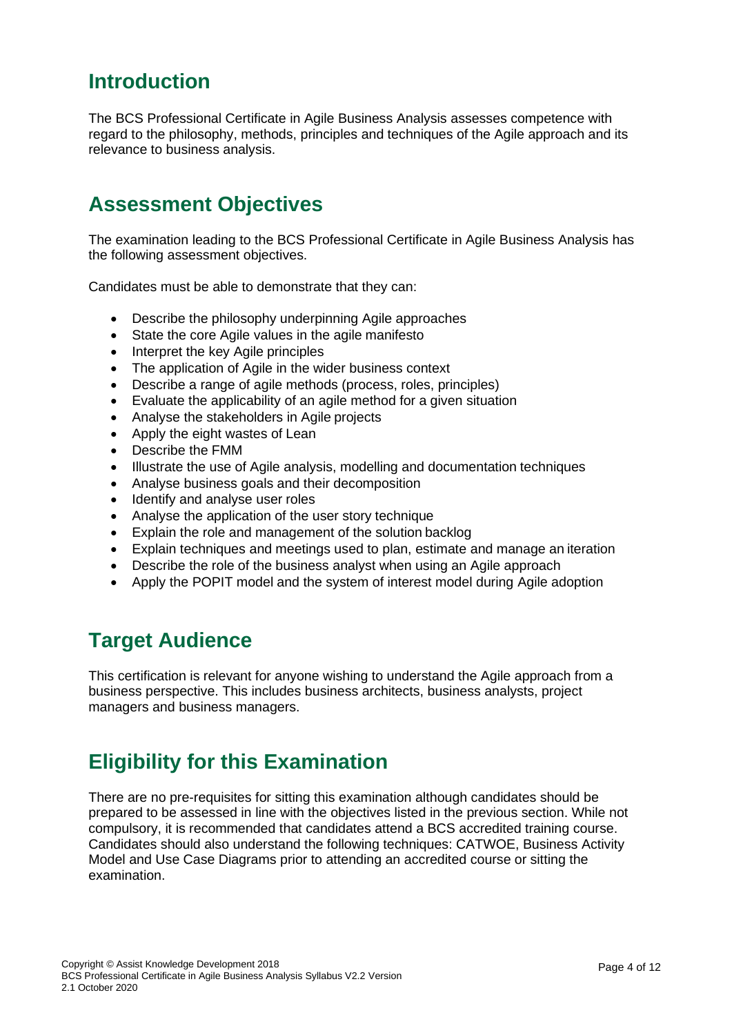## Introduction

The BCS Professional Certificate in Agile Business Analysis assesses competence with regard to the philosophy, methods, principles and techniques of the Agile approach and its relevance to business analysis.

## Assessment Objectives

The examination leading to the BCS Professional Certificate in Agile Business Analysis has the following assessment objectives.

Candidates must be able to demonstrate that they can:

- Describe the philosophy underpinning Agile approaches
- State the core Agile values in the agile manifesto
- Interpret the key Agile principles
- The application of Agile in the wider business context
- Describe a range of agile methods (process, roles, principles)
- Evaluate the applicability of an agile method for a given situation
- Analyse the stakeholders in Agile projects
- Apply the eight wastes of Lean
- Describe the FMM
- Illustrate the use of Agile analysis, modelling and documentation techniques
- Analyse business goals and their decomposition
- Identify and analyse user roles
- Analyse the application of the user story technique
- Explain the role and management of the solution backlog
- Explain techniques and meetings used to plan, estimate and manage an iteration
- Describe the role of the business analyst when using an Agile approach
- Apply the POPIT model and the system of interest model during Agile adoption

## Target Audience

This certification is relevant for anyone wishing to understand the Agile approach from a business perspective. This includes business architects, business analysts, project managers and business managers.

## Eligibility for this Examination

There are no pre-requisites for sitting this examination although candidates should be prepared to be assessed in line with the objectives listed in the previous section. While not compulsory, it is recommended that candidates attend a BCS accredited training course. Candidates should also understand the following techniques: CATWOE, Business Activity Model and Use Case Diagrams prior to attending an accredited course or sitting the examination.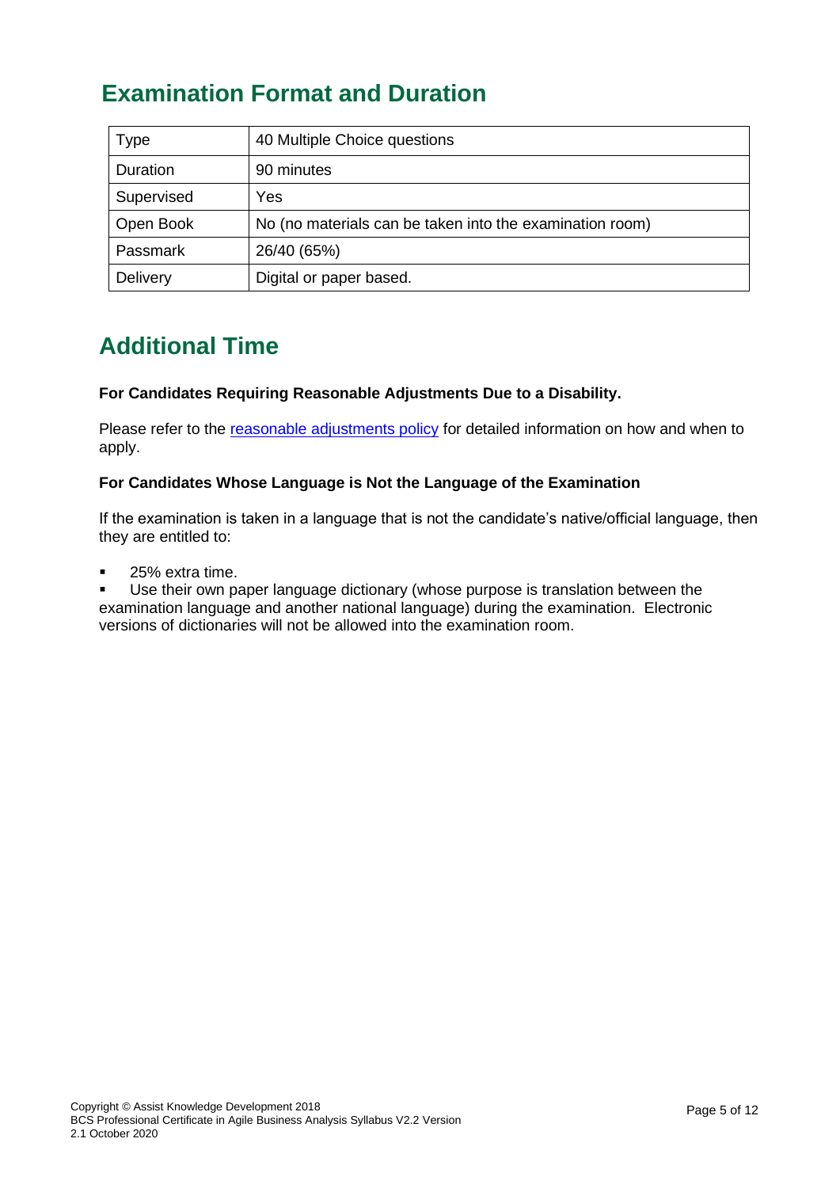## Examination Format and Duration

| Type | 40 Multiple Choice questions |
|---|---|
| Duration | 90 minutes |
| Supervised | Yes |
| Open Book | No (no materials can be taken into the examination room) |
| Passmark | 26/40 (65%) |
| Delivery | Digital or paper based. |

## Additional Time

**For Candidates Requiring Reasonable Adjustments Due to a Disability.**

Please refer to the reasonable adjustments policy for detailed information on how and when to apply.

**For Candidates Whose Language is Not the Language of the Examination**

If the examination is taken in a language that is not the candidate's native/official language, then they are entitled to:

- 25% extra time.
- Use their own paper language dictionary (whose purpose is translation between the examination language and another national language) during the examination. Electronic versions of dictionaries will not be allowed into the examination room.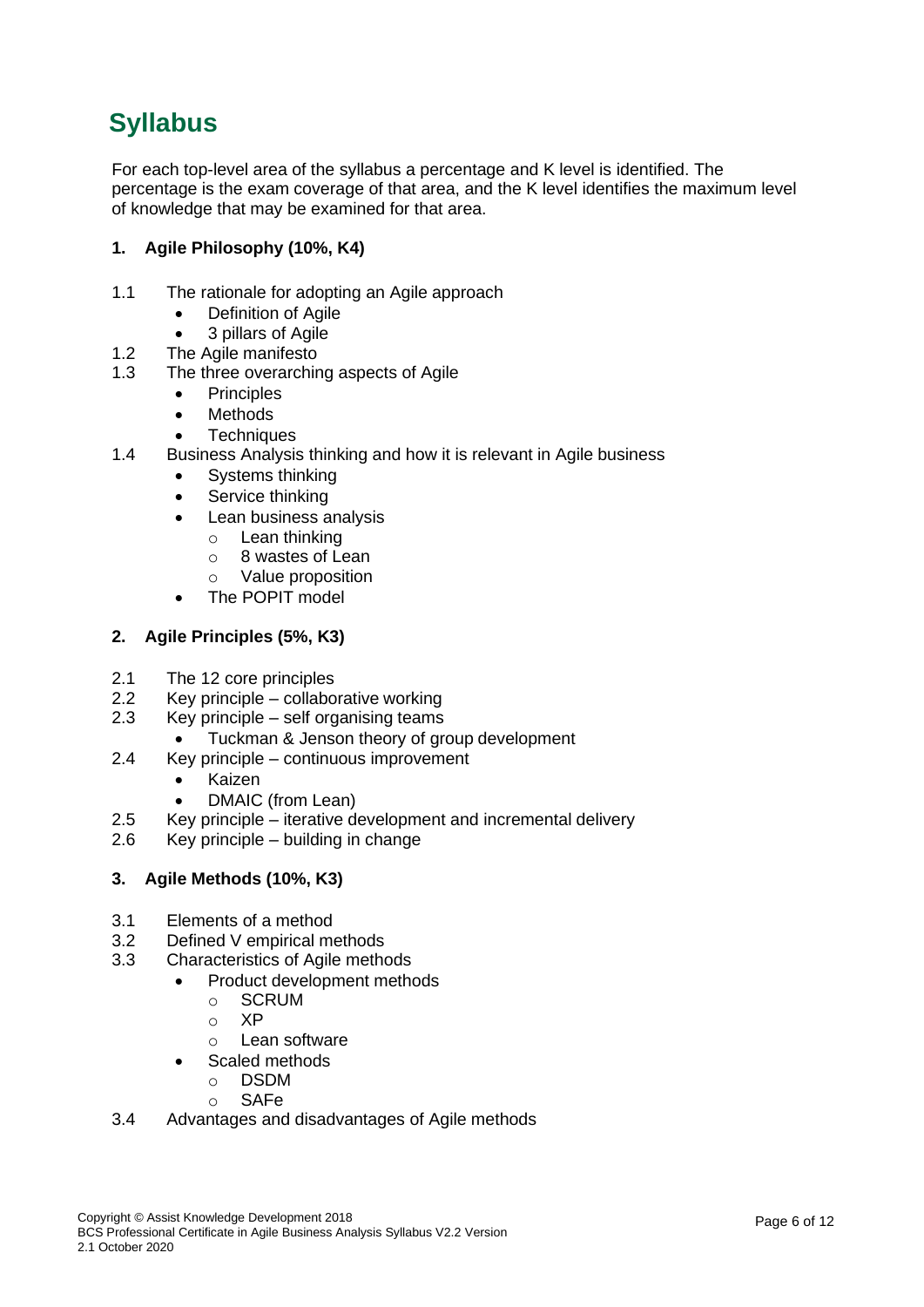# Syllabus

For each top-level area of the syllabus a percentage and K level is identified. The percentage is the exam coverage of that area, and the K level identifies the maximum level of knowledge that may be examined for that area.

## 1. Agile Philosophy (10%, K4)

1.1 The rationale for adopting an Agile approach
- Definition of Agile
- 3 pillars of Agile

1.2 The Agile manifesto

1.3 The three overarching aspects of Agile
- Principles
- Methods
- Techniques

1.4 Business Analysis thinking and how it is relevant in Agile business
- Systems thinking
- Service thinking
- Lean business analysis
  - Lean thinking
  - 8 wastes of Lean
  - Value proposition
- The POPIT model

## 2. Agile Principles (5%, K3)

2.1 The 12 core principles

2.2 Key principle – collaborative working

2.3 Key principle – self organising teams
- Tuckman & Jenson theory of group development

2.4 Key principle – continuous improvement
- Kaizen
- DMAIC (from Lean)

2.5 Key principle – iterative development and incremental delivery

2.6 Key principle – building in change

## 3. Agile Methods (10%, K3)

3.1 Elements of a method

3.2 Defined V empirical methods

3.3 Characteristics of Agile methods
- Product development methods
  - SCRUM
  - XP
  - Lean software
- Scaled methods
  - DSDM
  - SAFe

3.4 Advantages and disadvantages of Agile methods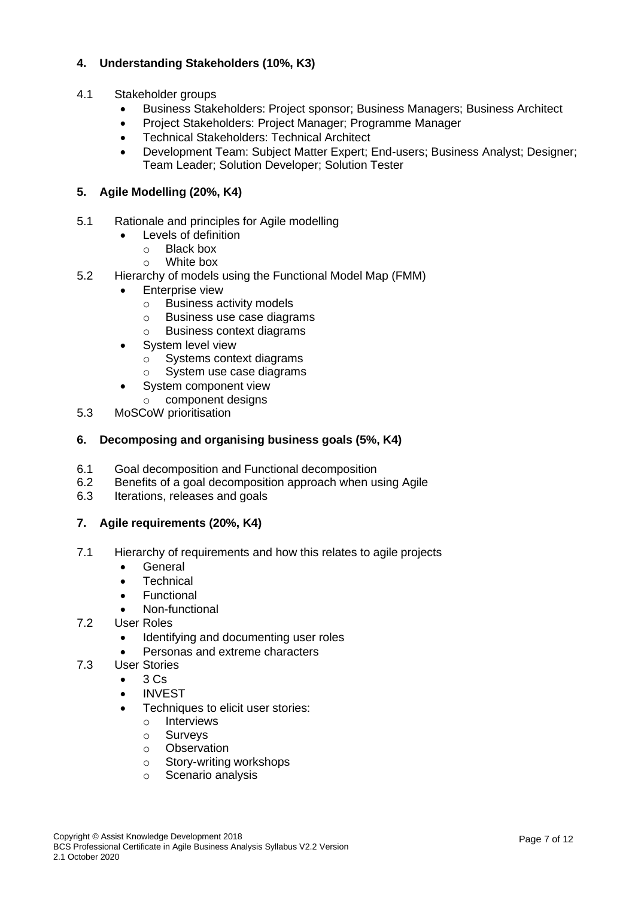## 4. Understanding Stakeholders (10%, K3)

4.1 Stakeholder groups

- Business Stakeholders: Project sponsor; Business Managers; Business Architect
- Project Stakeholders: Project Manager; Programme Manager
- Technical Stakeholders: Technical Architect
- Development Team: Subject Matter Expert; End-users; Business Analyst; Designer; Team Leader; Solution Developer; Solution Tester

## 5. Agile Modelling (20%, K4)

5.1 Rationale and principles for Agile modelling

- Levels of definition
  - Black box
  - White box

5.2 Hierarchy of models using the Functional Model Map (FMM)

- Enterprise view
  - Business activity models
  - Business use case diagrams
  - Business context diagrams
- System level view
  - Systems context diagrams
  - System use case diagrams
- System component view
  - component designs

5.3 MoSCoW prioritisation

## 6. Decomposing and organising business goals (5%, K4)

6.1 Goal decomposition and Functional decomposition

6.2 Benefits of a goal decomposition approach when using Agile

6.3 Iterations, releases and goals

## 7. Agile requirements (20%, K4)

7.1 Hierarchy of requirements and how this relates to agile projects

- General
- Technical
- Functional
- Non-functional

7.2 User Roles

- Identifying and documenting user roles
- Personas and extreme characters

7.3 User Stories

- 3 Cs
- INVEST
- Techniques to elicit user stories:
  - Interviews
  - Surveys
  - Observation
  - Story-writing workshops
  - Scenario analysis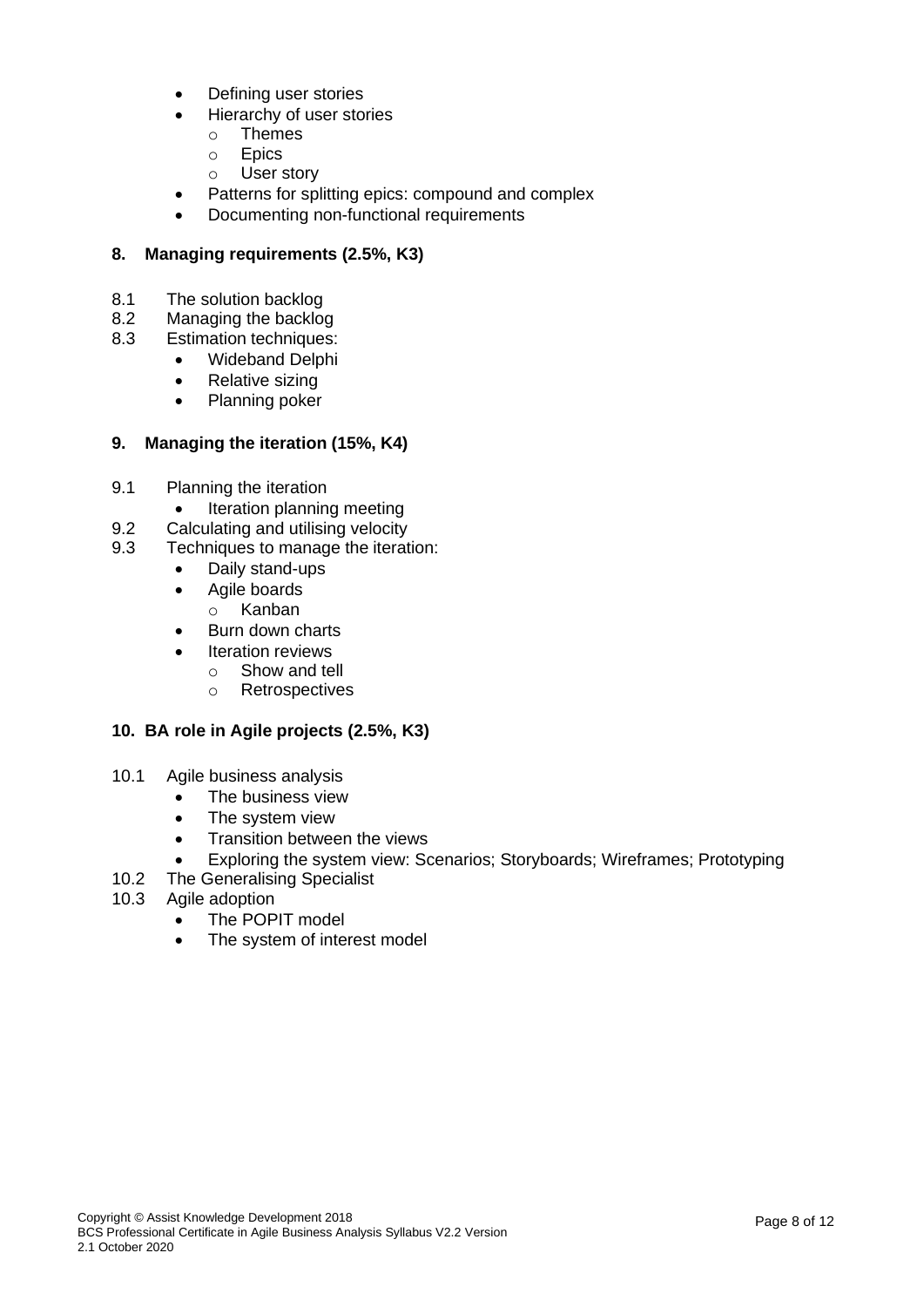- Defining user stories
- Hierarchy of user stories
  - Themes
  - Epics
  - User story
- Patterns for splitting epics: compound and complex
- Documenting non-functional requirements

**8. Managing requirements (2.5%, K3)**

8.1 The solution backlog
8.2 Managing the backlog
8.3 Estimation techniques:
- Wideband Delphi
- Relative sizing
- Planning poker

**9. Managing the iteration (15%, K4)**

9.1 Planning the iteration
- Iteration planning meeting

9.2 Calculating and utilising velocity
9.3 Techniques to manage the iteration:
- Daily stand-ups
- Agile boards
  - Kanban
- Burn down charts
- Iteration reviews
  - Show and tell
  - Retrospectives

**10. BA role in Agile projects (2.5%, K3)**

10.1 Agile business analysis
- The business view
- The system view
- Transition between the views
- Exploring the system view: Scenarios; Storyboards; Wireframes; Prototyping

10.2 The Generalising Specialist
10.3 Agile adoption
- The POPIT model
- The system of interest model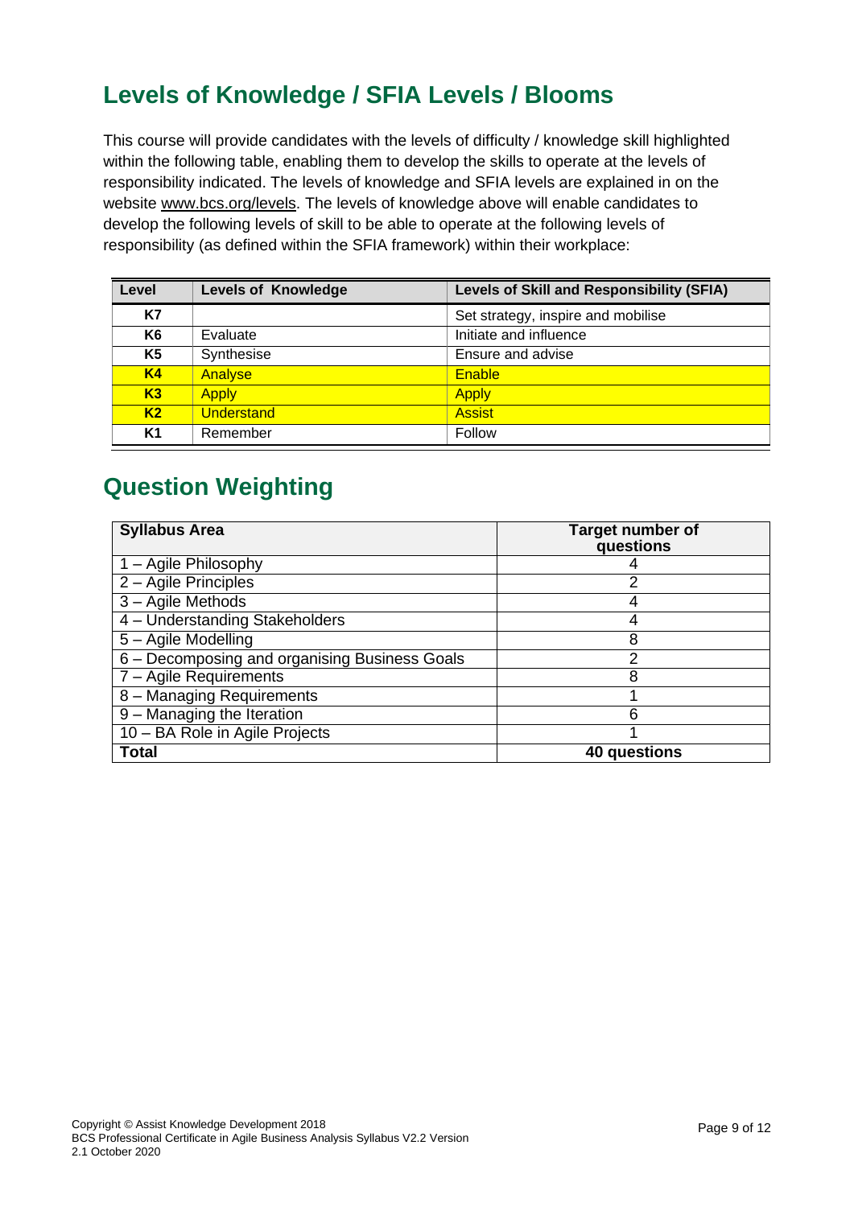## Levels of Knowledge / SFIA Levels / Blooms

This course will provide candidates with the levels of difficulty / knowledge skill highlighted within the following table, enabling them to develop the skills to operate at the levels of responsibility indicated. The levels of knowledge and SFIA levels are explained in on the website www.bcs.org/levels. The levels of knowledge above will enable candidates to develop the following levels of skill to be able to operate at the following levels of responsibility (as defined within the SFIA framework) within their workplace:

| Level | Levels of Knowledge | Levels of Skill and Responsibility (SFIA) |
|---|---|---|
| K7 | | Set strategy, inspire and mobilise |
| K6 | Evaluate | Initiate and influence |
| K5 | Synthesise | Ensure and advise |
| K4 | Analyse | Enable |
| K3 | Apply | Apply |
| K2 | Understand | Assist |
| K1 | Remember | Follow |

## Question Weighting

| Syllabus Area | Target number of questions |
|---|---|
| 1 – Agile Philosophy | 4 |
| 2 – Agile Principles | 2 |
| 3 – Agile Methods | 4 |
| 4 – Understanding Stakeholders | 4 |
| 5 – Agile Modelling | 8 |
| 6 – Decomposing and organising Business Goals | 2 |
| 7 – Agile Requirements | 8 |
| 8 – Managing Requirements | 1 |
| 9 – Managing the Iteration | 6 |
| 10 – BA Role in Agile Projects | 1 |
| **Total** | **40 questions** |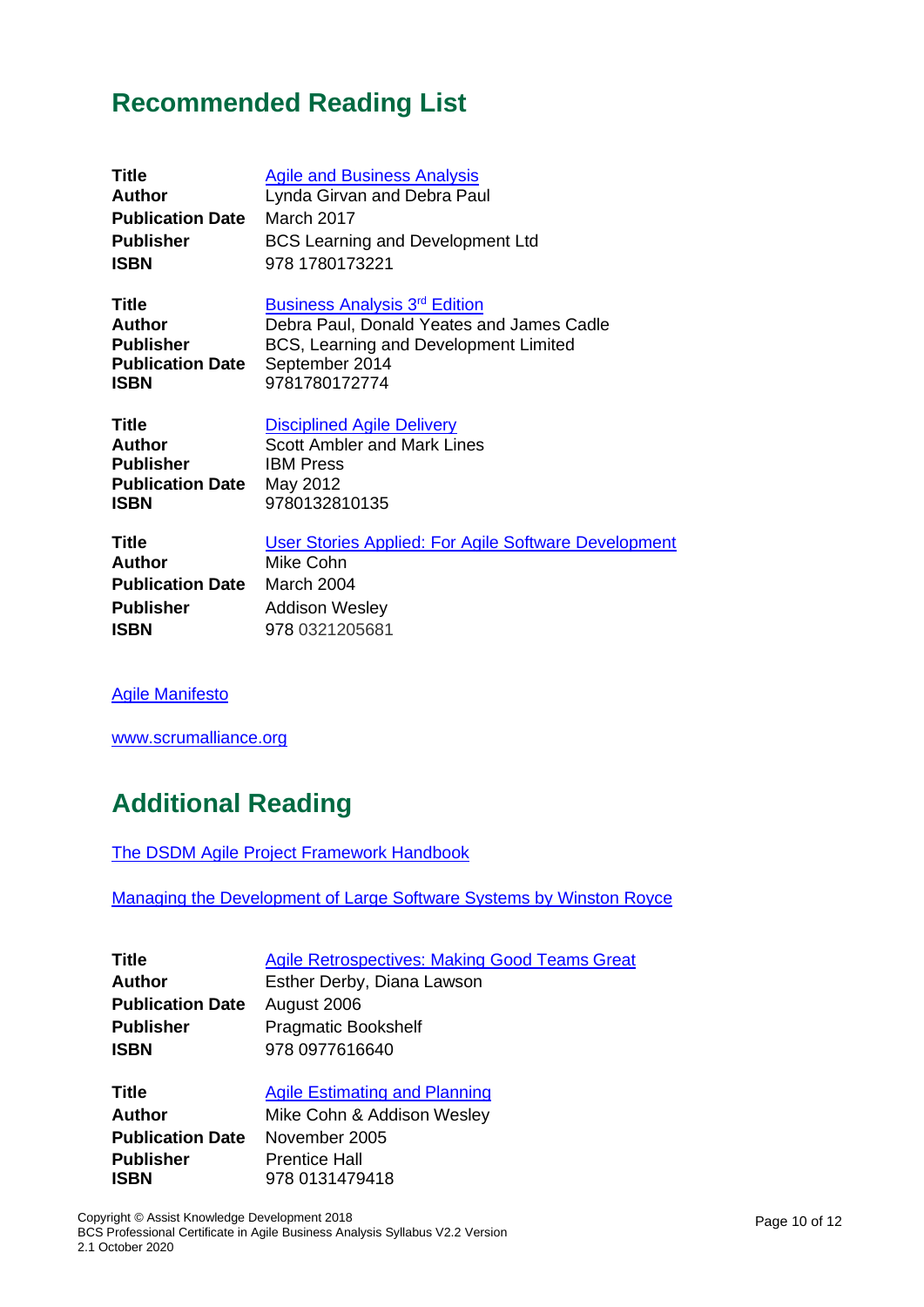## Recommended Reading List

| | |
|---|---|
| **Title** | Agile and Business Analysis |
| **Author** | Lynda Girvan and Debra Paul |
| **Publication Date** | March 2017 |
| **Publisher** | BCS Learning and Development Ltd |
| **ISBN** | 978 1780173221 |

| | |
|---|---|
| **Title** | Business Analysis 3rd Edition |
| **Author** | Debra Paul, Donald Yeates and James Cadle |
| **Publisher** | BCS, Learning and Development Limited |
| **Publication Date** | September 2014 |
| **ISBN** | 9781780172774 |

| | |
|---|---|
| **Title** | Disciplined Agile Delivery |
| **Author** | Scott Ambler and Mark Lines |
| **Publisher** | IBM Press |
| **Publication Date** | May 2012 |
| **ISBN** | 9780132810135 |

| | |
|---|---|
| **Title** | User Stories Applied: For Agile Software Development |
| **Author** | Mike Cohn |
| **Publication Date** | March 2004 |
| **Publisher** | Addison Wesley |
| **ISBN** | 978 0321205681 |

Agile Manifesto

www.scrumalliance.org

## Additional Reading

The DSDM Agile Project Framework Handbook

Managing the Development of Large Software Systems by Winston Royce

| | |
|---|---|
| **Title** | Agile Retrospectives: Making Good Teams Great |
| **Author** | Esther Derby, Diana Lawson |
| **Publication Date** | August 2006 |
| **Publisher** | Pragmatic Bookshelf |
| **ISBN** | 978 0977616640 |

| | |
|---|---|
| **Title** | Agile Estimating and Planning |
| **Author** | Mike Cohn & Addison Wesley |
| **Publication Date** | November 2005 |
| **Publisher** | Prentice Hall |
| **ISBN** | 978 0131479418 |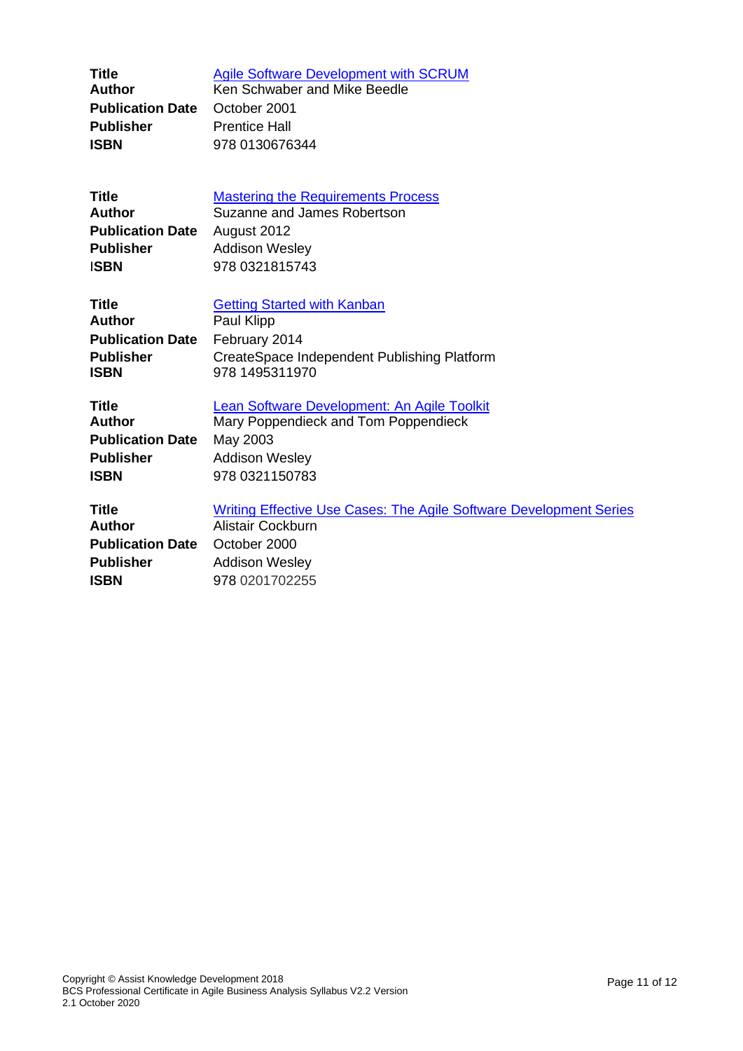| | |
|---|---|
| **Title** | Agile Software Development with SCRUM |
| **Author** | Ken Schwaber and Mike Beedle |
| **Publication Date** | October 2001 |
| **Publisher** | Prentice Hall |
| **ISBN** | 978 0130676344 |

| | |
|---|---|
| **Title** | Mastering the Requirements Process |
| **Author** | Suzanne and James Robertson |
| **Publication Date** | August 2012 |
| **Publisher** | Addison Wesley |
| **ISBN** | 978 0321815743 |

| | |
|---|---|
| **Title** | Getting Started with Kanban |
| **Author** | Paul Klipp |
| **Publication Date** | February 2014 |
| **Publisher** | CreateSpace Independent Publishing Platform |
| **ISBN** | 978 1495311970 |

| | |
|---|---|
| **Title** | Lean Software Development: An Agile Toolkit |
| **Author** | Mary Poppendieck and Tom Poppendieck |
| **Publication Date** | May 2003 |
| **Publisher** | Addison Wesley |
| **ISBN** | 978 0321150783 |

| | |
|---|---|
| **Title** | Writing Effective Use Cases: The Agile Software Development Series |
| **Author** | Alistair Cockburn |
| **Publication Date** | October 2000 |
| **Publisher** | Addison Wesley |
| **ISBN** | 978 0201702255 |